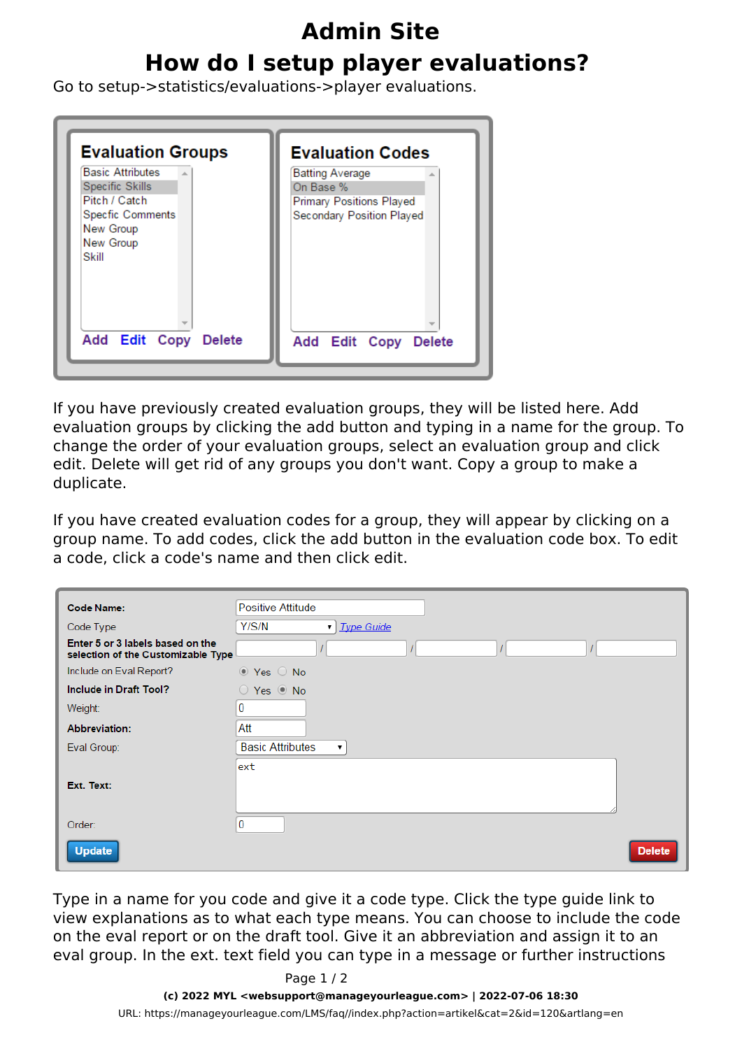# Admin Site

# How do I setup player evaluations?

Go to setup->statistics/evaluations->player evaluations.

If you have previously created evaluation groups, they will be listed here. Add evaluation groups by clicking the add button and typing in a name for the group. To change the order of your evaluation groups, select an evaluation group and click edit. Delete will get rid of any groups you don't want. Copy a group to make a duplicate.

If you have created evaluation codes for a group, they will appear by clicking on a group name. To add codes, click the add button in the evaluation code box. To edit a code, click a code's name and then edit.

Type in a name for you code and give it a code type. Click the type guide link to view explanations as to what each type means. You can choose to include the code on the eval report or on the draft tool. Give it an abbreviation and assign it to an eval group. In the ext. text field you can type in a message or further instructions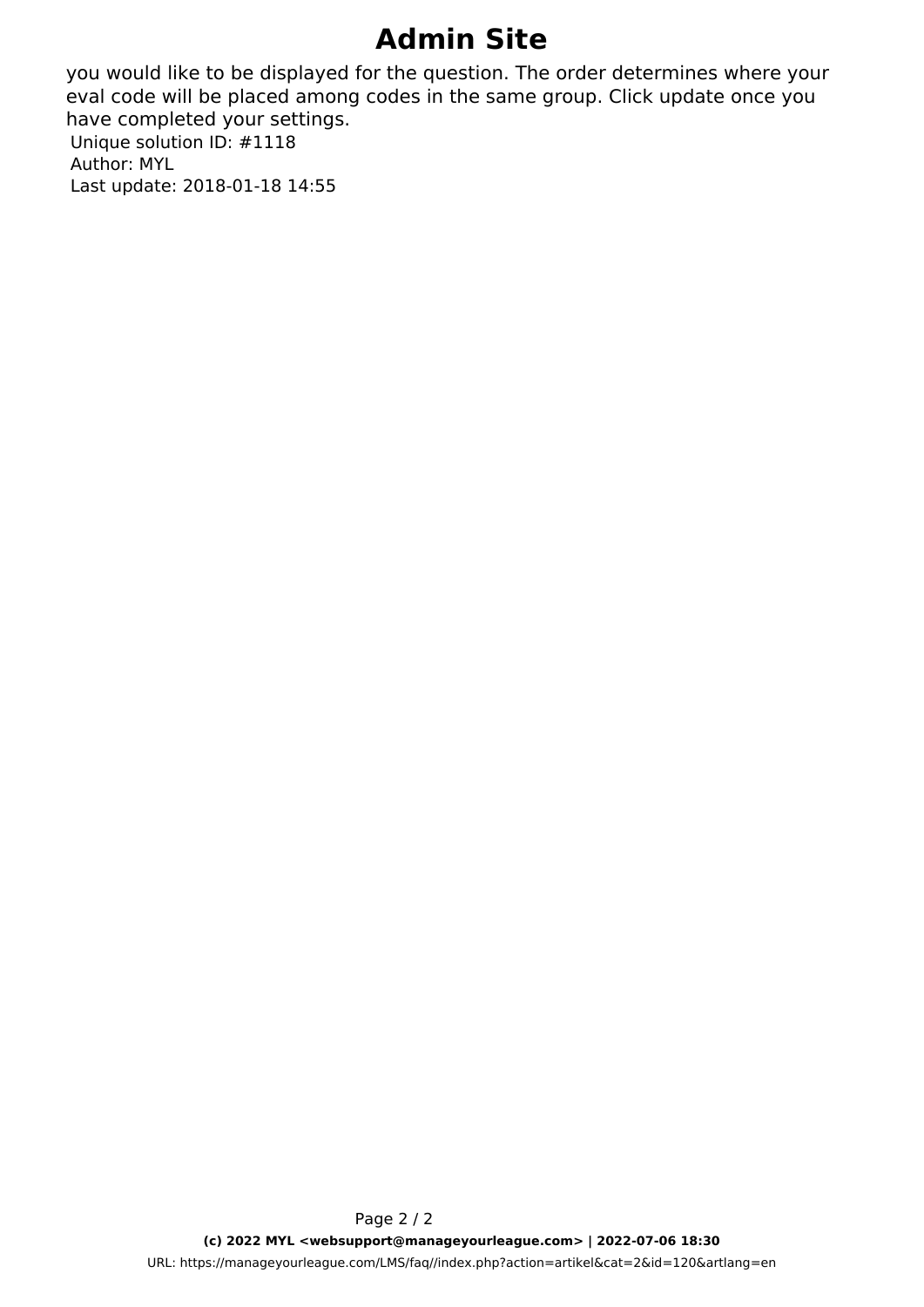you would like to be displayed for the question. The order determines where your eval code will be placed among codes in the same group. Click update once you have completed your settings.

Unique solution ID: #1118
Author: MYL
Last update: 2018-01-18 14:55